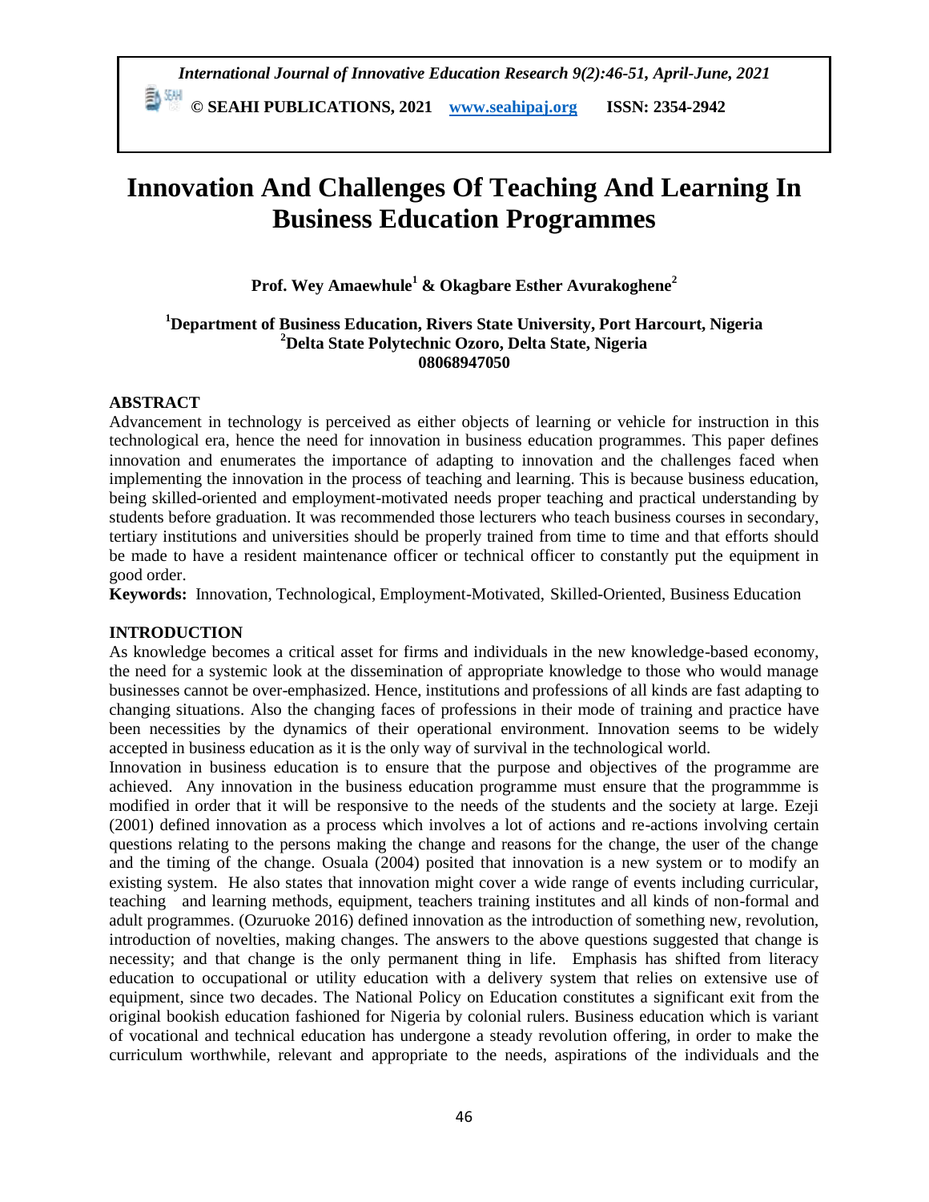# Innovation And Challenges Of Teaching And Learning In Business Education Programmes

**Prof. Wey Amaewhule[1] & Okagbare Esther Avurakoghene[2]**

**[1]Department of Business Education, Rivers State University, Port Harcourt, Nigeria**
**[2]Delta State Polytechnic Ozoro, Delta State, Nigeria**
**08068947050**

## ABSTRACT

Advancement in technology is perceived as either objects of learning or vehicle for instruction in this technological era, hence the need for innovation in business education programmes. This paper defines innovation and enumerates the importance of adapting to innovation and the challenges faced when implementing the innovation in the process of teaching and learning. This is because business education, being skilled-oriented and employment-motivated needs proper teaching and practical understanding by students before graduation. It was recommended those lecturers who teach business courses in secondary, tertiary institutions and universities should be properly trained from time to time and that efforts should be made to have a resident maintenance officer or technical officer to constantly put the equipment in good order.

**Keywords:** Innovation, Technological, Employment-Motivated, Skilled-Oriented, Business Education

## INTRODUCTION

As knowledge becomes a critical asset for firms and individuals in the new knowledge-based economy, the need for a systemic look at the dissemination of appropriate knowledge to those who would manage businesses cannot be over-emphasized. Hence, institutions and professions of all kinds are fast adapting to changing situations. Also the changing faces of professions in their mode of training and practice have been necessities by the dynamics of their operational environment. Innovation seems to be widely accepted in business education as it is the only way of survival in the technological world.

Innovation in business education is to ensure that the purpose and objectives of the programme are achieved. Any innovation in the business education programme must ensure that the programmme is modified in order that it will be responsive to the needs of the students and the society at large. Ezeji (2001) defined innovation as a process which involves a lot of actions and re-actions involving certain questions relating to the persons making the change and reasons for the change, the user of the change and the timing of the change. Osuala (2004) posited that innovation is a new system or to modify an existing system. He also states that innovation might cover a wide range of events including curricular, teaching and learning methods, equipment, teachers training institutes and all kinds of non-formal and adult programmes. (Ozuruoke 2016) defined innovation as the introduction of something new, revolution, introduction of novelties, making changes. The answers to the above questions suggested that change is necessity; and that change is the only permanent thing in life. Emphasis has shifted from literacy education to occupational or utility education with a delivery system that relies on extensive use of equipment, since two decades. The National Policy on Education constitutes a significant exit from the original bookish education fashioned for Nigeria by colonial rulers. Business education which is variant of vocational and technical education has undergone a steady revolution offering, in order to make the curriculum worthwhile, relevant and appropriate to the needs, aspirations of the individuals and the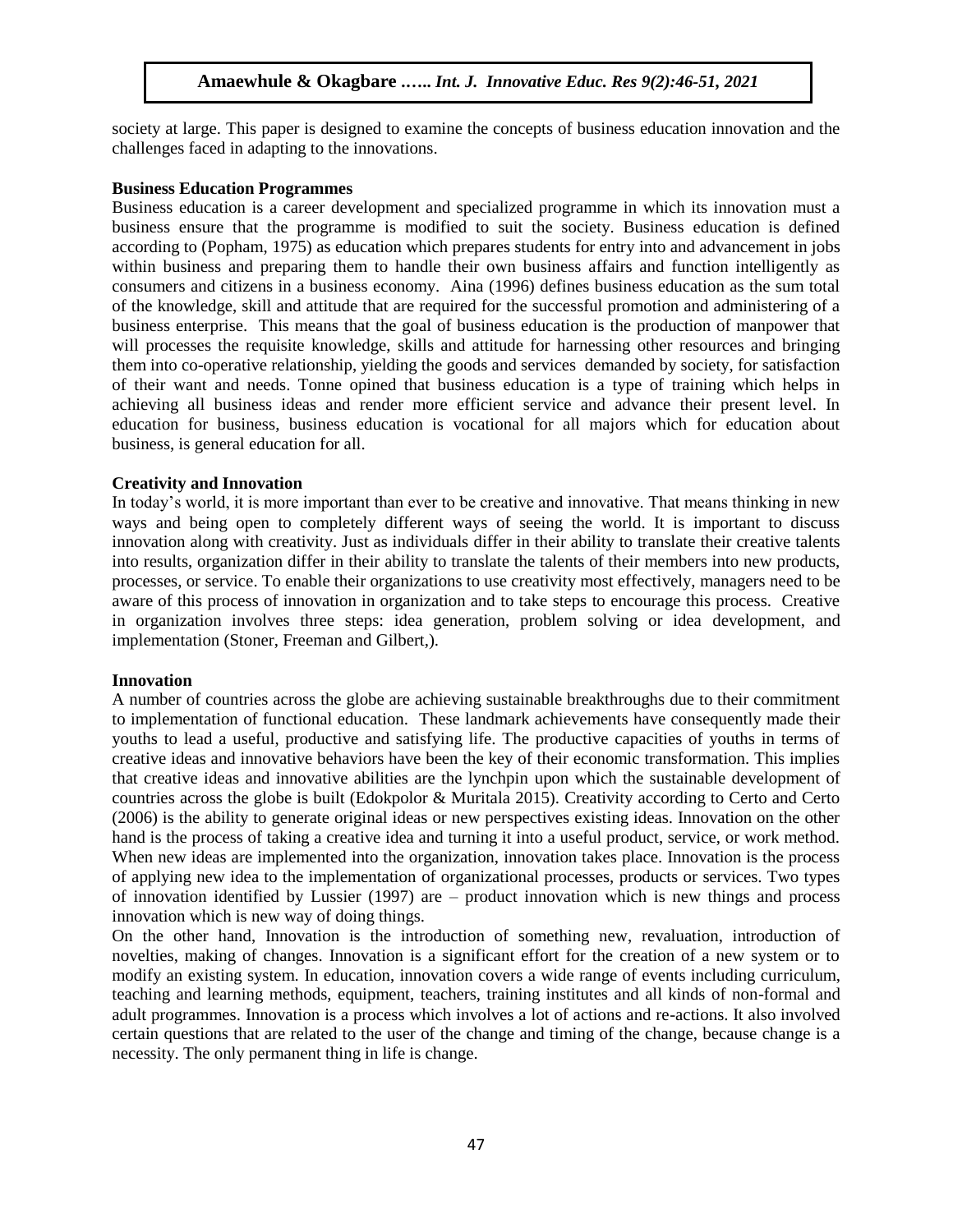society at large. This paper is designed to examine the concepts of business education innovation and the challenges faced in adapting to the innovations.

**Business Education Programmes**

Business education is a career development and specialized programme in which its innovation must a business ensure that the programme is modified to suit the society. Business education is defined according to (Popham, 1975) as education which prepares students for entry into and advancement in jobs within business and preparing them to handle their own business affairs and function intelligently as consumers and citizens in a business economy. Aina (1996) defines business education as the sum total of the knowledge, skill and attitude that are required for the successful promotion and administering of a business enterprise. This means that the goal of business education is the production of manpower that will processes the requisite knowledge, skills and attitude for harnessing other resources and bringing them into co-operative relationship, yielding the goods and services demanded by society, for satisfaction of their want and needs. Tonne opined that business education is a type of training which helps in achieving all business ideas and render more efficient service and advance their present level. In education for business, business education is vocational for all majors which for education about business, is general education for all.

**Creativity and Innovation**

In today's world, it is more important than ever to be creative and innovative. That means thinking in new ways and being open to completely different ways of seeing the world. It is important to discuss innovation along with creativity. Just as individuals differ in their ability to translate their creative talents into results, organization differ in their ability to translate the talents of their members into new products, processes, or service. To enable their organizations to use creativity most effectively, managers need to be aware of this process of innovation in organization and to take steps to encourage this process. Creative in organization involves three steps: idea generation, problem solving or idea development, and implementation (Stoner, Freeman and Gilbert,).

**Innovation**

A number of countries across the globe are achieving sustainable breakthroughs due to their commitment to implementation of functional education. These landmark achievements have consequently made their youths to lead a useful, productive and satisfying life. The productive capacities of youths in terms of creative ideas and innovative behaviors have been the key of their economic transformation. This implies that creative ideas and innovative abilities are the lynchpin upon which the sustainable development of countries across the globe is built (Edokpolor & Muritala 2015). Creativity according to Certo and Certo (2006) is the ability to generate original ideas or new perspectives existing ideas. Innovation on the other hand is the process of taking a creative idea and turning it into a useful product, service, or work method. When new ideas are implemented into the organization, innovation takes place. Innovation is the process of applying new idea to the implementation of organizational processes, products or services. Two types of innovation identified by Lussier (1997) are – product innovation which is new things and process innovation which is new way of doing things.

On the other hand, Innovation is the introduction of something new, revaluation, introduction of novelties, making of changes. Innovation is a significant effort for the creation of a new system or to modify an existing system. In education, innovation covers a wide range of events including curriculum, teaching and learning methods, equipment, teachers, training institutes and all kinds of non-formal and adult programmes. Innovation is a process which involves a lot of actions and re-actions. It also involved certain questions that are related to the user of the change and timing of the change, because change is a necessity. The only permanent thing in life is change.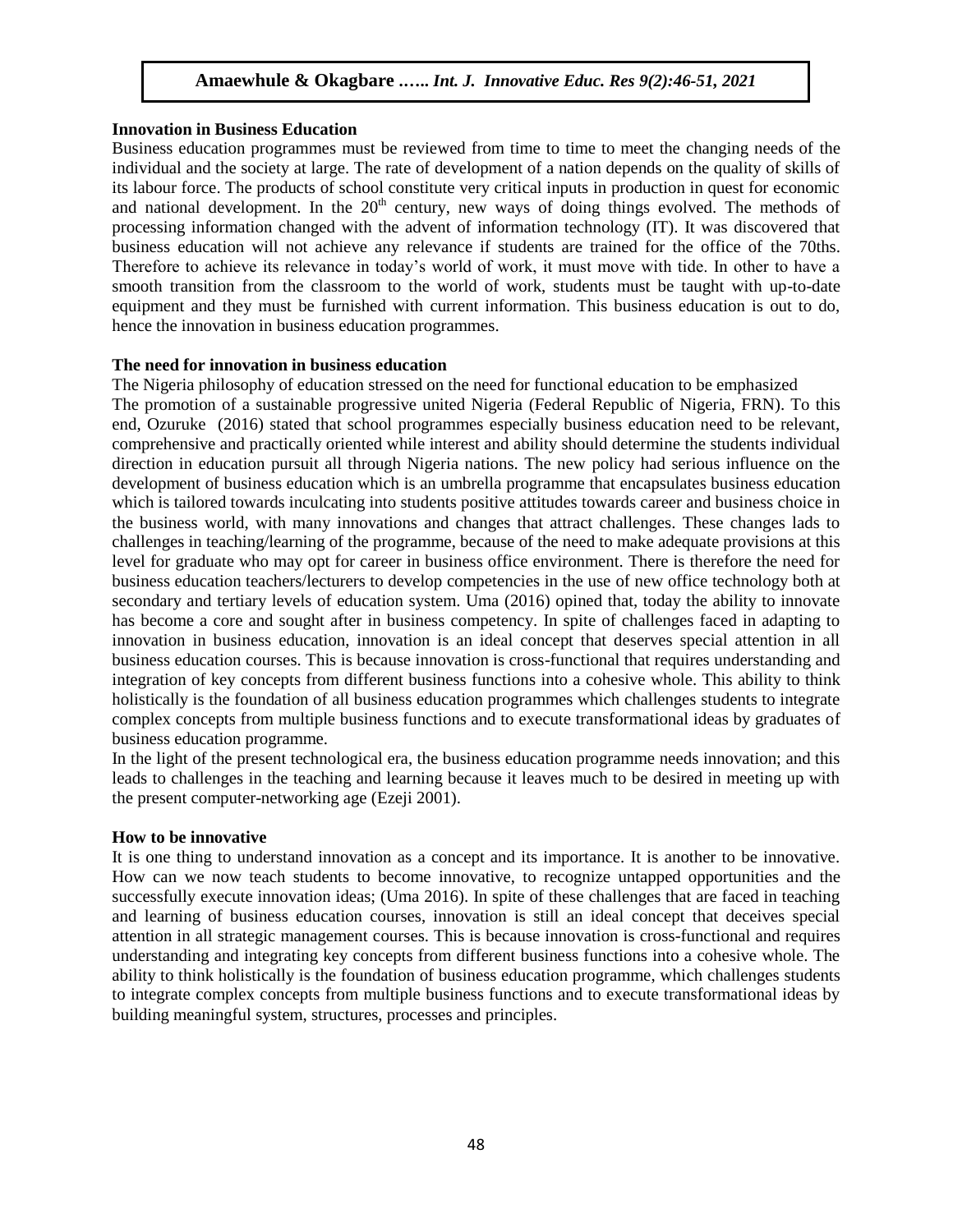**Innovation in Business Education**

Business education programmes must be reviewed from time to time to meet the changing needs of the individual and the society at large. The rate of development of a nation depends on the quality of skills of its labour force. The products of school constitute very critical inputs in production in quest for economic and national development. In the 20th century, new ways of doing things evolved. The methods of processing information changed with the advent of information technology (IT). It was discovered that business education will not achieve any relevance if students are trained for the office of the 70ths. Therefore to achieve its relevance in today's world of work, it must move with tide. In other to have a smooth transition from the classroom to the world of work, students must be taught with up-to-date equipment and they must be furnished with current information. This business education is out to do, hence the innovation in business education programmes.

**The need for innovation in business education**

The Nigeria philosophy of education stressed on the need for functional education to be emphasized

The promotion of a sustainable progressive united Nigeria (Federal Republic of Nigeria, FRN). To this end, Ozuruke (2016) stated that school programmes especially business education need to be relevant, comprehensive and practically oriented while interest and ability should determine the students individual direction in education pursuit all through Nigeria nations. The new policy had serious influence on the development of business education which is an umbrella programme that encapsulates business education which is tailored towards inculcating into students positive attitudes towards career and business choice in the business world, with many innovations and changes that attract challenges. These changes lads to challenges in teaching/learning of the programme, because of the need to make adequate provisions at this level for graduate who may opt for career in business office environment. There is therefore the need for business education teachers/lecturers to develop competencies in the use of new office technology both at secondary and tertiary levels of education system. Uma (2016) opined that, today the ability to innovate has become a core and sought after in business competency. In spite of challenges faced in adapting to innovation in business education, innovation is an ideal concept that deserves special attention in all business education courses. This is because innovation is cross-functional that requires understanding and integration of key concepts from different business functions into a cohesive whole. This ability to think holistically is the foundation of all business education programmes which challenges students to integrate complex concepts from multiple business functions and to execute transformational ideas by graduates of business education programme.

In the light of the present technological era, the business education programme needs innovation; and this leads to challenges in the teaching and learning because it leaves much to be desired in meeting up with the present computer-networking age (Ezeji 2001).

**How to be innovative**

It is one thing to understand innovation as a concept and its importance. It is another to be innovative. How can we now teach students to become innovative, to recognize untapped opportunities and the successfully execute innovation ideas; (Uma 2016). In spite of these challenges that are faced in teaching and learning of business education courses, innovation is still an ideal concept that deceives special attention in all strategic management courses. This is because innovation is cross-functional and requires understanding and integrating key concepts from different business functions into a cohesive whole. The ability to think holistically is the foundation of business education programme, which challenges students to integrate complex concepts from multiple business functions and to execute transformational ideas by building meaningful system, structures, processes and principles.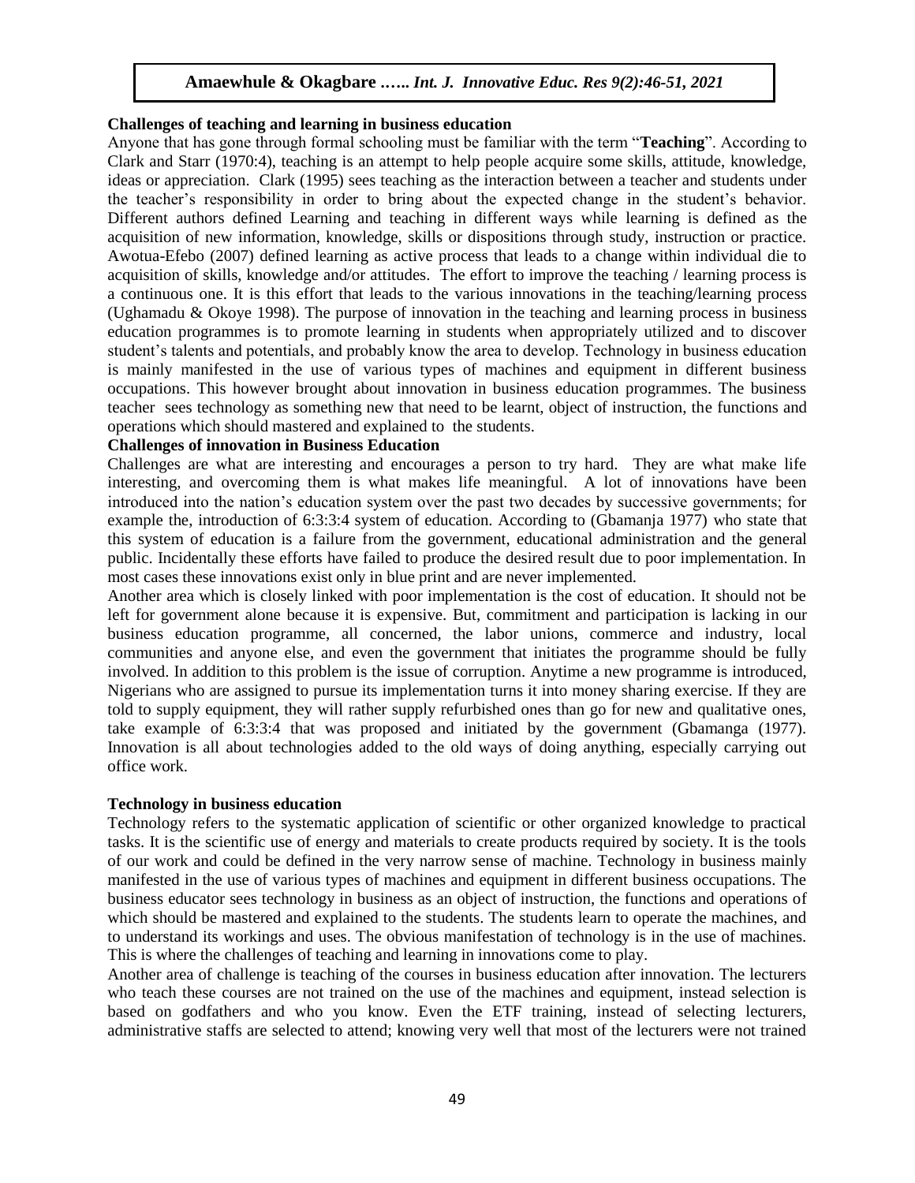**Challenges of teaching and learning in business education**

Anyone that has gone through formal schooling must be familiar with the term "**Teaching**". According to Clark and Starr (1970:4), teaching is an attempt to help people acquire some skills, attitude, knowledge, ideas or appreciation. Clark (1995) sees teaching as the interaction between a teacher and students under the teacher's responsibility in order to bring about the expected change in the student's behavior. Different authors defined Learning and teaching in different ways while learning is defined as the acquisition of new information, knowledge, skills or dispositions through study, instruction or practice. Awotua-Efebo (2007) defined learning as active process that leads to a change within individual die to acquisition of skills, knowledge and/or attitudes. The effort to improve the teaching / learning process is a continuous one. It is this effort that leads to the various innovations in the teaching/learning process (Ughamadu & Okoye 1998). The purpose of innovation in the teaching and learning process in business education programmes is to promote learning in students when appropriately utilized and to discover student's talents and potentials, and probably know the area to develop. Technology in business education is mainly manifested in the use of various types of machines and equipment in different business occupations. This however brought about innovation in business education programmes. The business teacher sees technology as something new that need to be learnt, object of instruction, the functions and operations which should mastered and explained to the students.

**Challenges of innovation in Business Education**

Challenges are what are interesting and encourages a person to try hard. They are what make life interesting, and overcoming them is what makes life meaningful. A lot of innovations have been introduced into the nation's education system over the past two decades by successive governments; for example the, introduction of 6:3:3:4 system of education. According to (Gbamanja 1977) who state that this system of education is a failure from the government, educational administration and the general public. Incidentally these efforts have failed to produce the desired result due to poor implementation. In most cases these innovations exist only in blue print and are never implemented.

Another area which is closely linked with poor implementation is the cost of education. It should not be left for government alone because it is expensive. But, commitment and participation is lacking in our business education programme, all concerned, the labor unions, commerce and industry, local communities and anyone else, and even the government that initiates the programme should be fully involved. In addition to this problem is the issue of corruption. Anytime a new programme is introduced, Nigerians who are assigned to pursue its implementation turns it into money sharing exercise. If they are told to supply equipment, they will rather supply refurbished ones than go for new and qualitative ones, take example of 6:3:3:4 that was proposed and initiated by the government (Gbamanga (1977). Innovation is all about technologies added to the old ways of doing anything, especially carrying out office work.

**Technology in business education**

Technology refers to the systematic application of scientific or other organized knowledge to practical tasks. It is the scientific use of energy and materials to create products required by society. It is the tools of our work and could be defined in the very narrow sense of machine. Technology in business mainly manifested in the use of various types of machines and equipment in different business occupations. The business educator sees technology in business as an object of instruction, the functions and operations of which should be mastered and explained to the students. The students learn to operate the machines, and to understand its workings and uses. The obvious manifestation of technology is in the use of machines. This is where the challenges of teaching and learning in innovations come to play.

Another area of challenge is teaching of the courses in business education after innovation. The lecturers who teach these courses are not trained on the use of the machines and equipment, instead selection is based on godfathers and who you know. Even the ETF training, instead of selecting lecturers, administrative staffs are selected to attend; knowing very well that most of the lecturers were not trained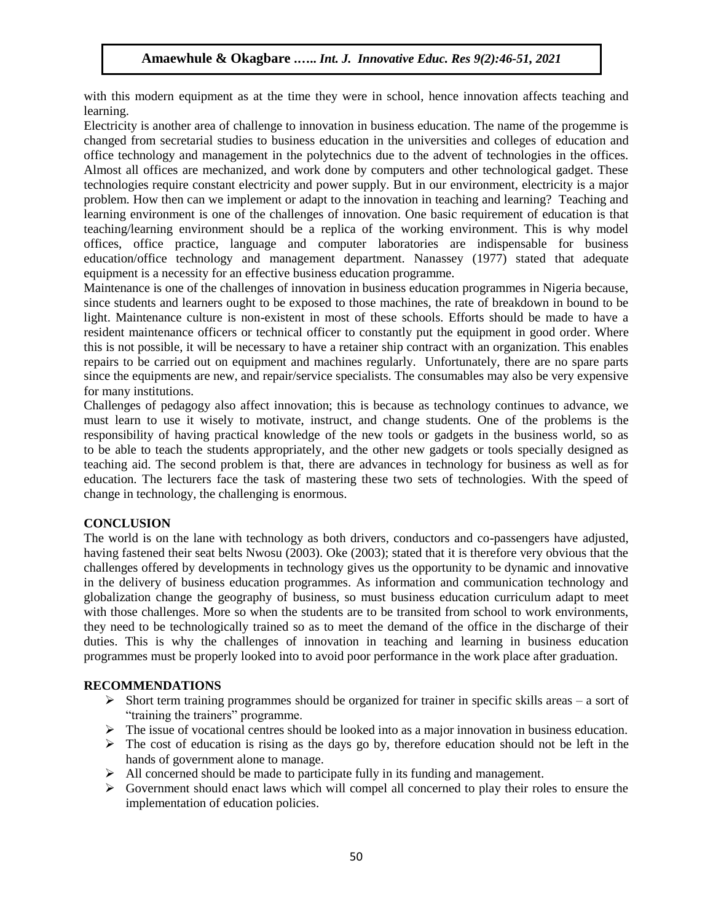with this modern equipment as at the time they were in school, hence innovation affects teaching and learning.

Electricity is another area of challenge to innovation in business education. The name of the progemme is changed from secretarial studies to business education in the universities and colleges of education and office technology and management in the polytechnics due to the advent of technologies in the offices. Almost all offices are mechanized, and work done by computers and other technological gadget. These technologies require constant electricity and power supply. But in our environment, electricity is a major problem. How then can we implement or adapt to the innovation in teaching and learning? Teaching and learning environment is one of the challenges of innovation. One basic requirement of education is that teaching/learning environment should be a replica of the working environment. This is why model offices, office practice, language and computer laboratories are indispensable for business education/office technology and management department. Nanassey (1977) stated that adequate equipment is a necessity for an effective business education programme.

Maintenance is one of the challenges of innovation in business education programmes in Nigeria because, since students and learners ought to be exposed to those machines, the rate of breakdown in bound to be light. Maintenance culture is non-existent in most of these schools. Efforts should be made to have a resident maintenance officers or technical officer to constantly put the equipment in good order. Where this is not possible, it will be necessary to have a retainer ship contract with an organization. This enables repairs to be carried out on equipment and machines regularly. Unfortunately, there are no spare parts since the equipments are new, and repair/service specialists. The consumables may also be very expensive for many institutions.

Challenges of pedagogy also affect innovation; this is because as technology continues to advance, we must learn to use it wisely to motivate, instruct, and change students. One of the problems is the responsibility of having practical knowledge of the new tools or gadgets in the business world, so as to be able to teach the students appropriately, and the other new gadgets or tools specially designed as teaching aid. The second problem is that, there are advances in technology for business as well as for education. The lecturers face the task of mastering these two sets of technologies. With the speed of change in technology, the challenging is enormous.

## CONCLUSION

The world is on the lane with technology as both drivers, conductors and co-passengers have adjusted, having fastened their seat belts Nwosu (2003). Oke (2003); stated that it is therefore very obvious that the challenges offered by developments in technology gives us the opportunity to be dynamic and innovative in the delivery of business education programmes. As information and communication technology and globalization change the geography of business, so must business education curriculum adapt to meet with those challenges. More so when the students are to be transited from school to work environments, they need to be technologically trained so as to meet the demand of the office in the discharge of their duties. This is why the challenges of innovation in teaching and learning in business education programmes must be properly looked into to avoid poor performance in the work place after graduation.

## RECOMMENDATIONS

- Short term training programmes should be organized for trainer in specific skills areas – a sort of "training the trainers" programme.
- The issue of vocational centres should be looked into as a major innovation in business education.
- The cost of education is rising as the days go by, therefore education should not be left in the hands of government alone to manage.
- All concerned should be made to participate fully in its funding and management.
- Government should enact laws which will compel all concerned to play their roles to ensure the implementation of education policies.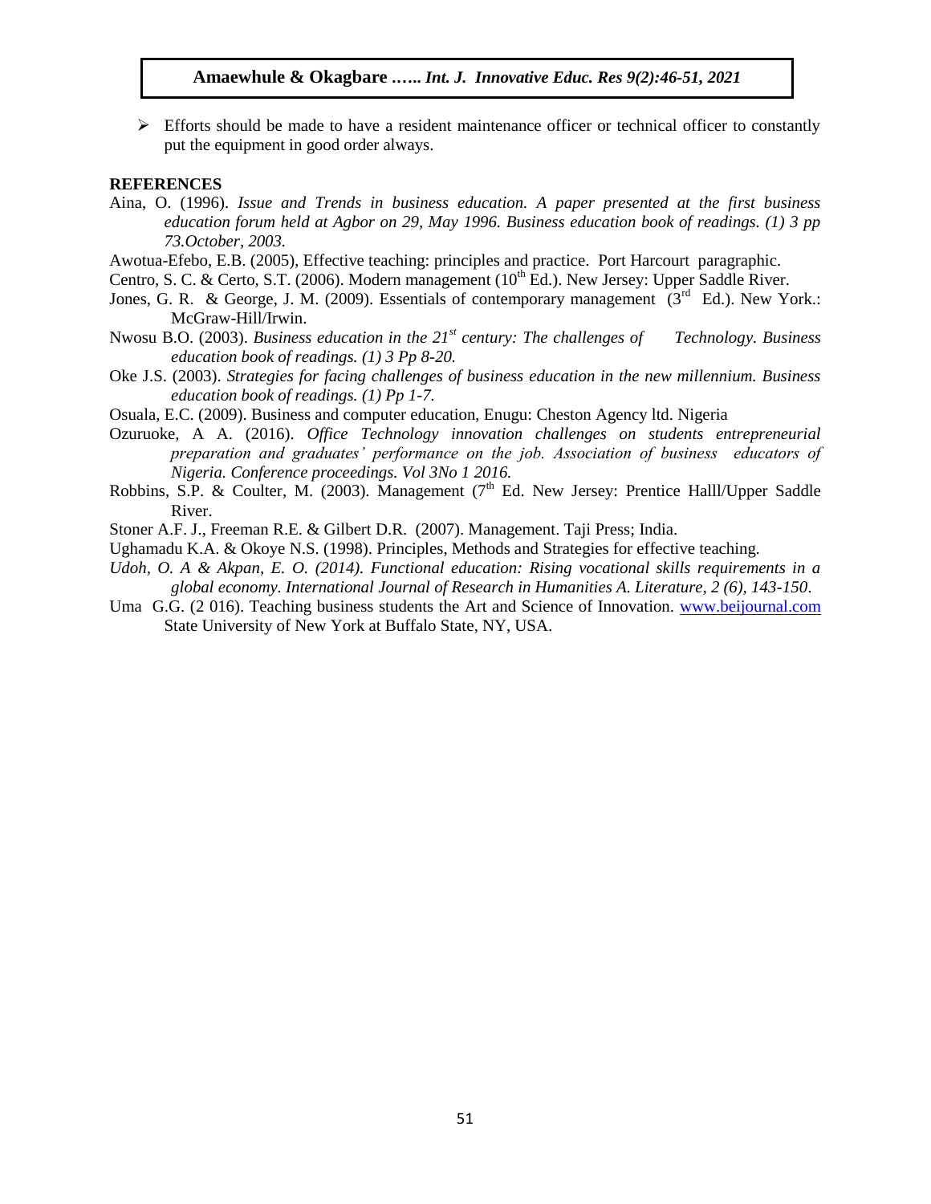- Efforts should be made to have a resident maintenance officer or technical officer to constantly put the equipment in good order always.

**REFERENCES**

Aina, O. (1996). *Issue and Trends in business education. A paper presented at the first business education forum held at Agbor on 29, May 1996. Business education book of readings. (1) 3 pp 73.October, 2003.*

Awotua-Efebo, E.B. (2005), Effective teaching: principles and practice. Port Harcourt paragraphic.

Centro, S. C. & Certo, S.T. (2006). Modern management (10th Ed.). New Jersey: Upper Saddle River.

Jones, G. R. & George, J. M. (2009). Essentials of contemporary management (3rd Ed.). New York.: McGraw-Hill/Irwin.

Nwosu B.O. (2003). *Business education in the 21st century: The challenges of Technology. Business education book of readings. (1) 3 Pp 8-20.*

Oke J.S. (2003). *Strategies for facing challenges of business education in the new millennium. Business education book of readings. (1) Pp 1-7.*

Osuala, E.C. (2009). Business and computer education, Enugu: Cheston Agency ltd. Nigeria

Ozuruoke, A A. (2016). *Office Technology innovation challenges on students entrepreneurial preparation and graduates' performance on the job. Association of business educators of Nigeria. Conference proceedings. Vol 3No 1 2016.*

Robbins, S.P. & Coulter, M. (2003). Management (7th Ed. New Jersey: Prentice Halll/Upper Saddle River.

Stoner A.F. J., Freeman R.E. & Gilbert D.R. (2007). Management. Taji Press; India.

Ughamadu K.A. & Okoye N.S. (1998). Principles, Methods and Strategies for effective teaching.

*Udoh, O. A & Akpan, E. O. (2014). Functional education: Rising vocational skills requirements in a global economy. International Journal of Research in Humanities A. Literature, 2 (6), 143-150.*

Uma G.G. (2 016). Teaching business students the Art and Science of Innovation. www.beijournal.com State University of New York at Buffalo State, NY, USA.